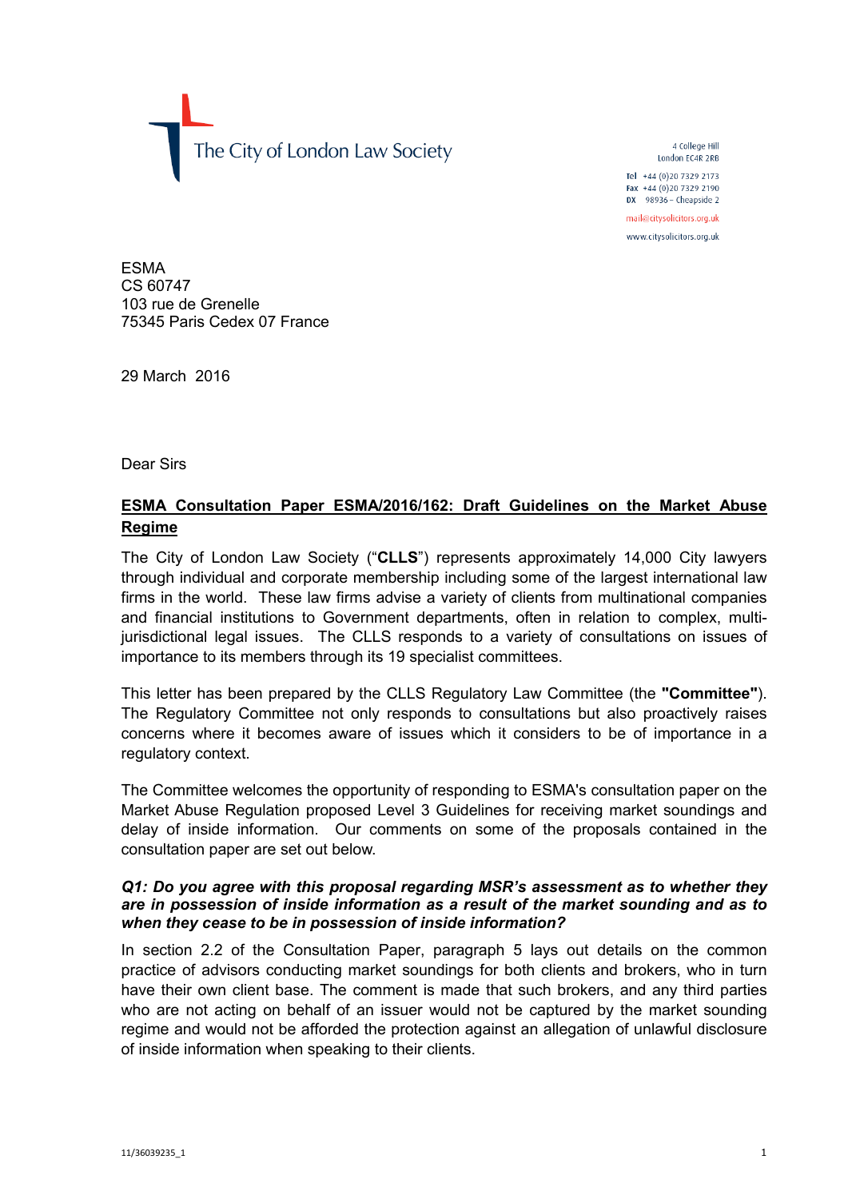The City of London Law Society

4 College Hill
London EC4R 2RB

**Tel** +44 (0)20 7329 2173
**Fax** +44 (0)20 7329 2190
**DX** 98936 – Cheapside 2

mail@citysolicitors.org.uk

www.citysolicitors.org.uk

ESMA
CS 60747
103 rue de Grenelle
75345 Paris Cedex 07 France

29 March 2016

Dear Sirs

**ESMA Consultation Paper ESMA/2016/162: Draft Guidelines on the Market Abuse Regime**

The City of London Law Society ("**CLLS**") represents approximately 14,000 City lawyers through individual and corporate membership including some of the largest international law firms in the world. These law firms advise a variety of clients from multinational companies and financial institutions to Government departments, often in relation to complex, multi-jurisdictional legal issues. The CLLS responds to a variety of consultations on issues of importance to its members through its 19 specialist committees.

This letter has been prepared by the CLLS Regulatory Law Committee (the **"Committee"**). The Regulatory Committee not only responds to consultations but also proactively raises concerns where it becomes aware of issues which it considers to be of importance in a regulatory context.

The Committee welcomes the opportunity of responding to ESMA's consultation paper on the Market Abuse Regulation proposed Level 3 Guidelines for receiving market soundings and delay of inside information. Our comments on some of the proposals contained in the consultation paper are set out below.

***Q1: Do you agree with this proposal regarding MSR's assessment as to whether they are in possession of inside information as a result of the market sounding and as to when they cease to be in possession of inside information?***

In section 2.2 of the Consultation Paper, paragraph 5 lays out details on the common practice of advisors conducting market soundings for both clients and brokers, who in turn have their own client base. The comment is made that such brokers, and any third parties who are not acting on behalf of an issuer would not be captured by the market sounding regime and would not be afforded the protection against an allegation of unlawful disclosure of inside information when speaking to their clients.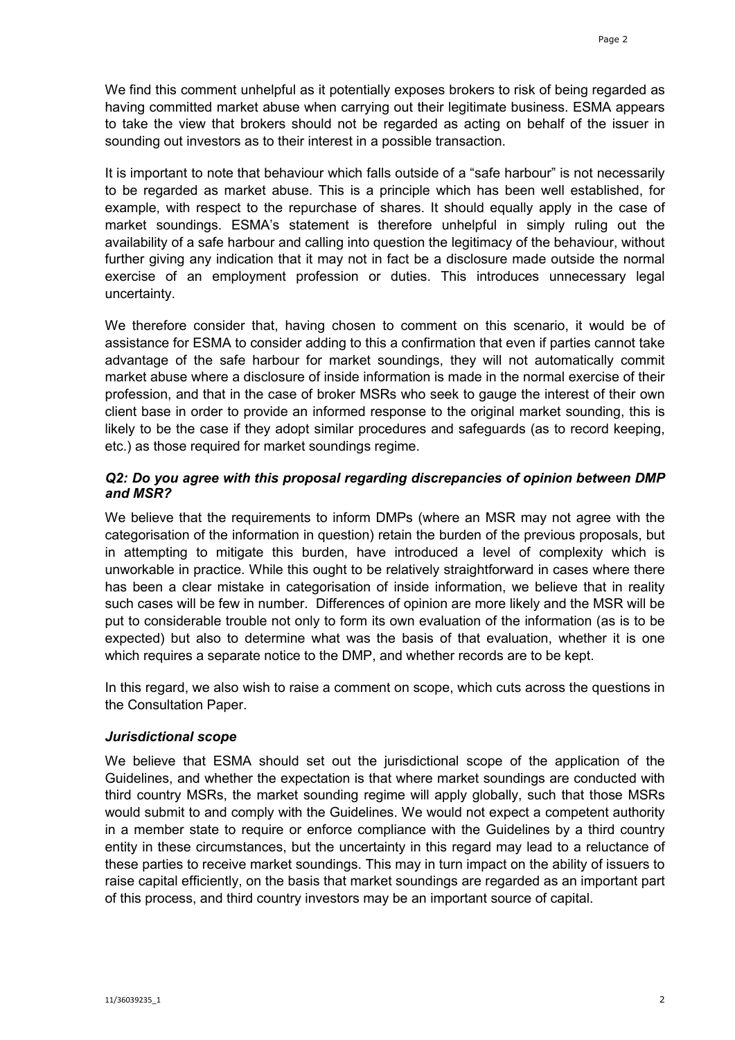We find this comment unhelpful as it potentially exposes brokers to risk of being regarded as having committed market abuse when carrying out their legitimate business. ESMA appears to take the view that brokers should not be regarded as acting on behalf of the issuer in sounding out investors as to their interest in a possible transaction.

It is important to note that behaviour which falls outside of a "safe harbour" is not necessarily to be regarded as market abuse. This is a principle which has been well established, for example, with respect to the repurchase of shares. It should equally apply in the case of market soundings. ESMA's statement is therefore unhelpful in simply ruling out the availability of a safe harbour and calling into question the legitimacy of the behaviour, without further giving any indication that it may not in fact be a disclosure made outside the normal exercise of an employment profession or duties. This introduces unnecessary legal uncertainty.

We therefore consider that, having chosen to comment on this scenario, it would be of assistance for ESMA to consider adding to this a confirmation that even if parties cannot take advantage of the safe harbour for market soundings, they will not automatically commit market abuse where a disclosure of inside information is made in the normal exercise of their profession, and that in the case of broker MSRs who seek to gauge the interest of their own client base in order to provide an informed response to the original market sounding, this is likely to be the case if they adopt similar procedures and safeguards (as to record keeping, etc.) as those required for market soundings regime.

### *Q2: Do you agree with this proposal regarding discrepancies of opinion between DMP and MSR?*

We believe that the requirements to inform DMPs (where an MSR may not agree with the categorisation of the information in question) retain the burden of the previous proposals, but in attempting to mitigate this burden, have introduced a level of complexity which is unworkable in practice. While this ought to be relatively straightforward in cases where there has been a clear mistake in categorisation of inside information, we believe that in reality such cases will be few in number. Differences of opinion are more likely and the MSR will be put to considerable trouble not only to form its own evaluation of the information (as is to be expected) but also to determine what was the basis of that evaluation, whether it is one which requires a separate notice to the DMP, and whether records are to be kept.

In this regard, we also wish to raise a comment on scope, which cuts across the questions in the Consultation Paper.

### *Jurisdictional scope*

We believe that ESMA should set out the jurisdictional scope of the application of the Guidelines, and whether the expectation is that where market soundings are conducted with third country MSRs, the market sounding regime will apply globally, such that those MSRs would submit to and comply with the Guidelines. We would not expect a competent authority in a member state to require or enforce compliance with the Guidelines by a third country entity in these circumstances, but the uncertainty in this regard may lead to a reluctance of these parties to receive market soundings. This may in turn impact on the ability of issuers to raise capital efficiently, on the basis that market soundings are regarded as an important part of this process, and third country investors may be an important source of capital.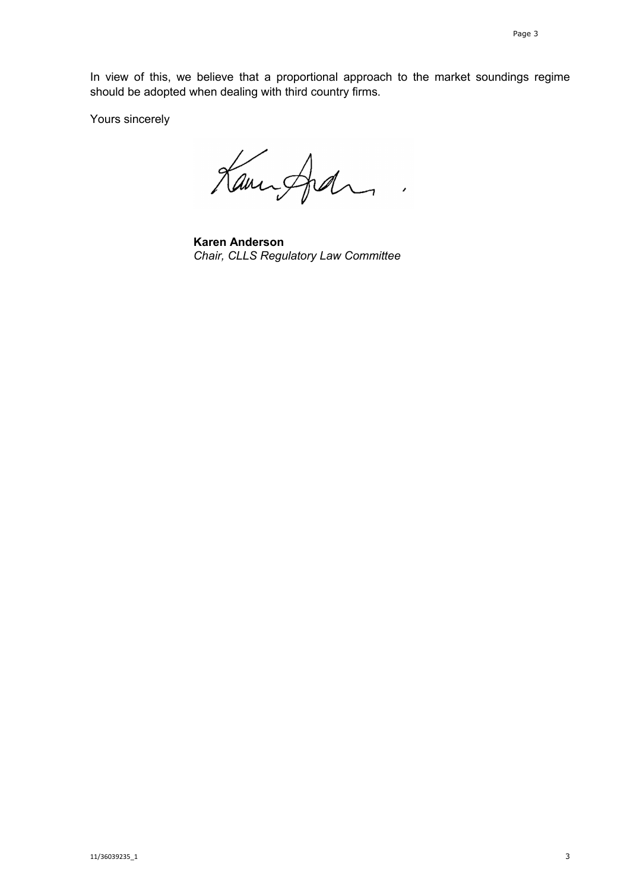In view of this, we believe that a proportional approach to the market soundings regime should be adopted when dealing with third country firms.

Yours sincerely

**Karen Anderson**
*Chair, CLLS Regulatory Law Committee*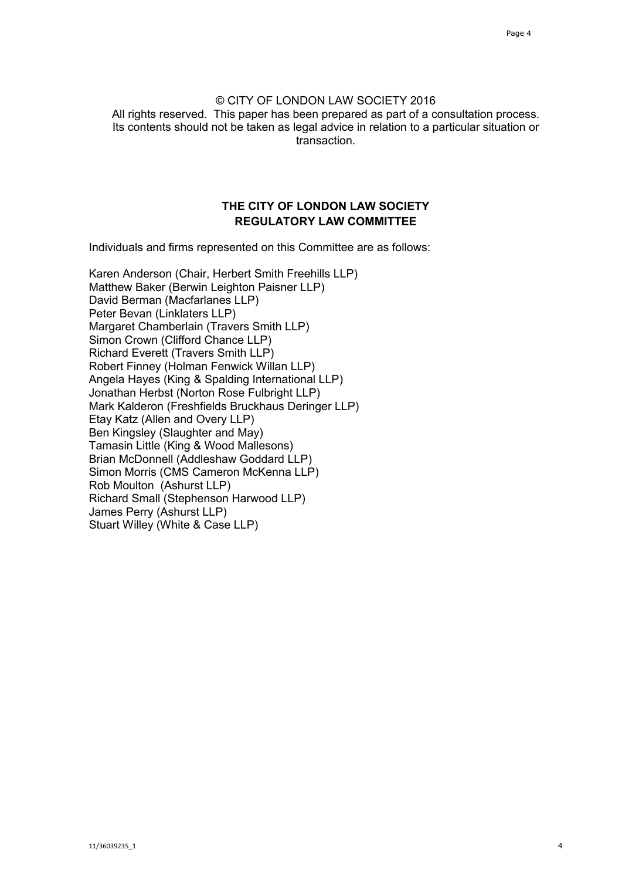© CITY OF LONDON LAW SOCIETY 2016

All rights reserved. This paper has been prepared as part of a consultation process. Its contents should not be taken as legal advice in relation to a particular situation or transaction.

## THE CITY OF LONDON LAW SOCIETY REGULATORY LAW COMMITTEE

Individuals and firms represented on this Committee are as follows:

Karen Anderson (Chair, Herbert Smith Freehills LLP)
Matthew Baker (Berwin Leighton Paisner LLP)
David Berman (Macfarlanes LLP)
Peter Bevan (Linklaters LLP)
Margaret Chamberlain (Travers Smith LLP)
Simon Crown (Clifford Chance LLP)
Richard Everett (Travers Smith LLP)
Robert Finney (Holman Fenwick Willan LLP)
Angela Hayes (King & Spalding International LLP)
Jonathan Herbst (Norton Rose Fulbright LLP)
Mark Kalderon (Freshfields Bruckhaus Deringer LLP)
Etay Katz (Allen and Overy LLP)
Ben Kingsley (Slaughter and May)
Tamasin Little (King & Wood Mallesons)
Brian McDonnell (Addleshaw Goddard LLP)
Simon Morris (CMS Cameron McKenna LLP)
Rob Moulton (Ashurst LLP)
Richard Small (Stephenson Harwood LLP)
James Perry (Ashurst LLP)
Stuart Willey (White & Case LLP)